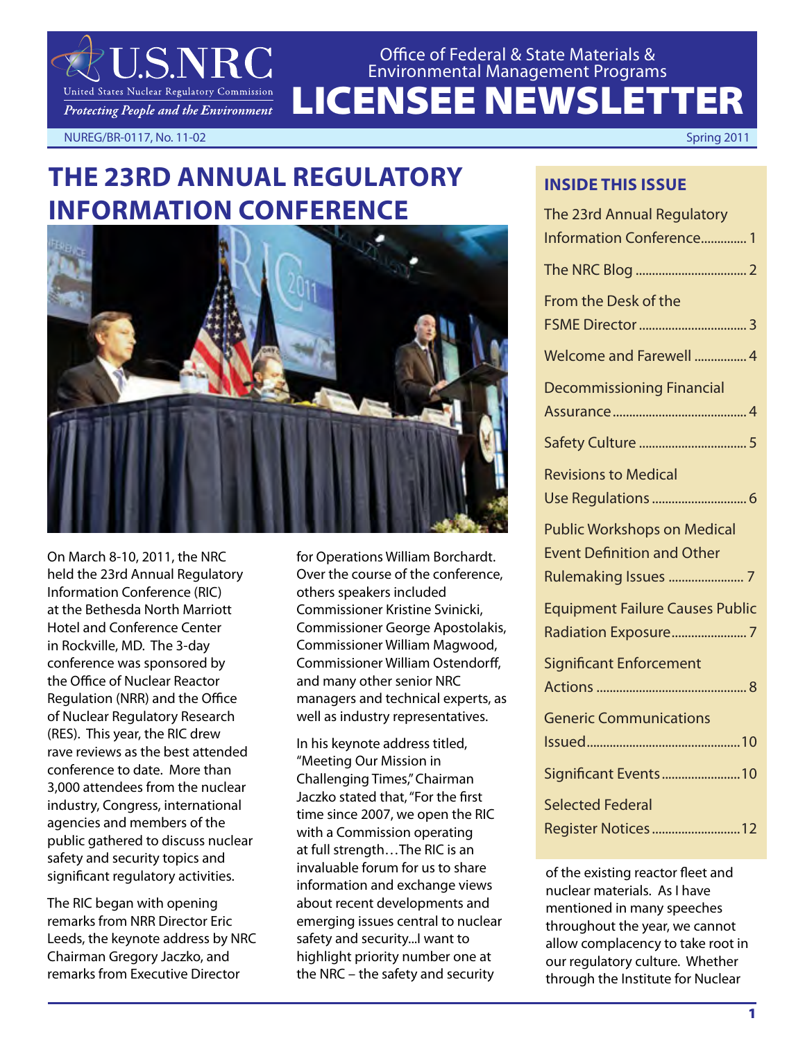# U.S.NRC

United States Nuclear Regulatory Commission

*Protecting People and the Environment*

Office of Federal & State Materials & Environmental Management Programs

# LICENSEE NEWSLETTER

NUREG/BR-0117, No. 11-02 Spring 2011

## THE 23RD ANNUAL REGULATORY INFORMATION CONFERENCE

On March 8-10, 2011, the NRC held the 23rd Annual Regulatory Information Conference (RIC) at the Bethesda North Marriott Hotel and Conference Center in Rockville, MD. The 3-day conference was sponsored by the Office of Nuclear Reactor Regulation (NRR) and the Office of Nuclear Regulatory Research (RES). This year, the RIC drew rave reviews as the best attended conference to date. More than 3,000 attendees from the nuclear industry, Congress, international agencies and members of the public gathered to discuss nuclear safety and security topics and significant regulatory activities.

The RIC began with opening remarks from NRR Director Eric Leeds, the keynote address by NRC Chairman Gregory Jaczko, and remarks from Executive Director for Operations William Borchardt. Over the course of the conference, others speakers included Commissioner Kristine Svinicki, Commissioner George Apostolakis, Commissioner William Magwood, Commissioner William Ostendorff, and many other senior NRC managers and technical experts, as well as industry representatives.

In his keynote address titled, "Meeting Our Mission in Challenging Times," Chairman Jaczko stated that, "For the first time since 2007, we open the RIC with a Commission operating at full strength…The RIC is an invaluable forum for us to share information and exchange views about recent developments and emerging issues central to nuclear safety and security...I want to highlight priority number one at the NRC – the safety and security of the existing reactor fleet and nuclear materials. As I have mentioned in many speeches throughout the year, we cannot allow complacency to take root in our regulatory culture. Whether through the Institute for Nuclear

### INSIDE THIS ISSUE

- The 23rd Annual Regulatory Information Conference.............. 1
- The NRC Blog .................................. 2
- From the Desk of the FSME Director ................................. 3
- Welcome and Farewell ................ 4
- Decommissioning Financial Assurance ......................................... 4
- Safety Culture ................................ 5
- Revisions to Medical Use Regulations ............................. 6
- Public Workshops on Medical Event Definition and Other Rulemaking Issues ....................... 7
- Equipment Failure Causes Public Radiation Exposure....................... 7
- Significant Enforcement Actions ............................................. 8
- Generic Communications Issued...............................................10
- Significant Events........................10
- Selected Federal Register Notices...........................12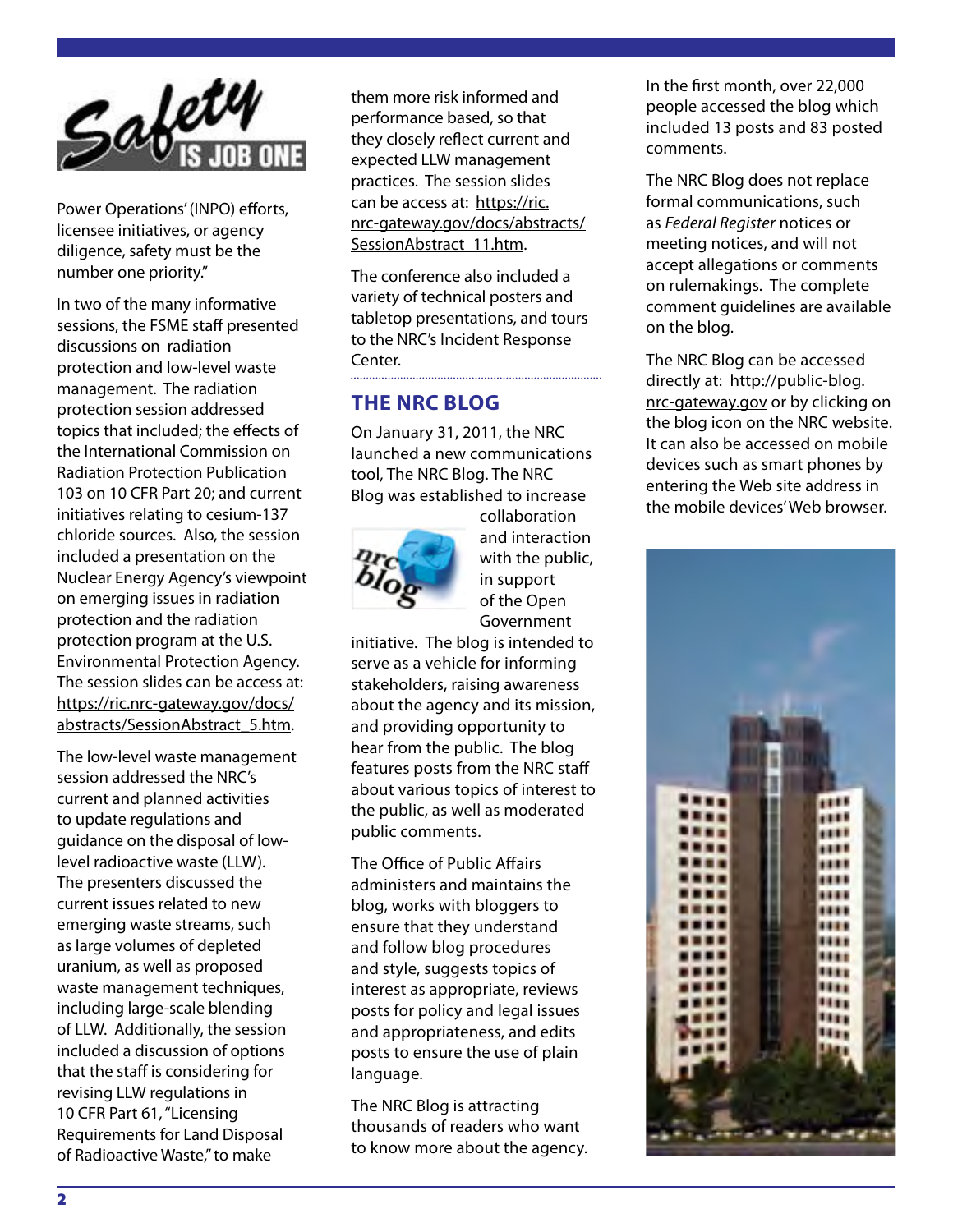Power Operations' (INPO) efforts, licensee initiatives, or agency diligence, safety must be the number one priority."

In two of the many informative sessions, the FSME staff presented discussions on radiation protection and low-level waste management. The radiation protection session addressed topics that included; the effects of the International Commission on Radiation Protection Publication 103 on 10 CFR Part 20; and current initiatives relating to cesium-137 chloride sources. Also, the session included a presentation on the Nuclear Energy Agency's viewpoint on emerging issues in radiation protection and the radiation protection program at the U.S. Environmental Protection Agency. The session slides can be access at: https://ric.nrc-gateway.gov/docs/abstracts/SessionAbstract_5.htm.

The low-level waste management session addressed the NRC's current and planned activities to update regulations and guidance on the disposal of low-level radioactive waste (LLW). The presenters discussed the current issues related to new emerging waste streams, such as large volumes of depleted uranium, as well as proposed waste management techniques, including large-scale blending of LLW. Additionally, the session included a discussion of options that the staff is considering for revising LLW regulations in 10 CFR Part 61, "Licensing Requirements for Land Disposal of Radioactive Waste," to make them more risk informed and performance based, so that they closely reflect current and expected LLW management practices. The session slides can be access at: https://ric.nrc-gateway.gov/docs/abstracts/SessionAbstract_11.htm.

The conference also included a variety of technical posters and tabletop presentations, and tours to the NRC's Incident Response Center.

## THE NRC BLOG

On January 31, 2011, the NRC launched a new communications tool, The NRC Blog. The NRC Blog was established to increase collaboration and interaction with the public, in support of the Open Government initiative. The blog is intended to serve as a vehicle for informing stakeholders, raising awareness about the agency and its mission, and providing opportunity to hear from the public. The blog features posts from the NRC staff about various topics of interest to the public, as well as moderated public comments.

The Office of Public Affairs administers and maintains the blog, works with bloggers to ensure that they understand and follow blog procedures and style, suggests topics of interest as appropriate, reviews posts for policy and legal issues and appropriateness, and edits posts to ensure the use of plain language.

The NRC Blog is attracting thousands of readers who want to know more about the agency. In the first month, over 22,000 people accessed the blog which included 13 posts and 83 posted comments.

The NRC Blog does not replace formal communications, such as *Federal Register* notices or meeting notices, and will not accept allegations or comments on rulemakings. The complete comment guidelines are available on the blog.

The NRC Blog can be accessed directly at: http://public-blog.nrc-gateway.gov or by clicking on the blog icon on the NRC website. It can also be accessed on mobile devices such as smart phones by entering the Web site address in the mobile devices' Web browser.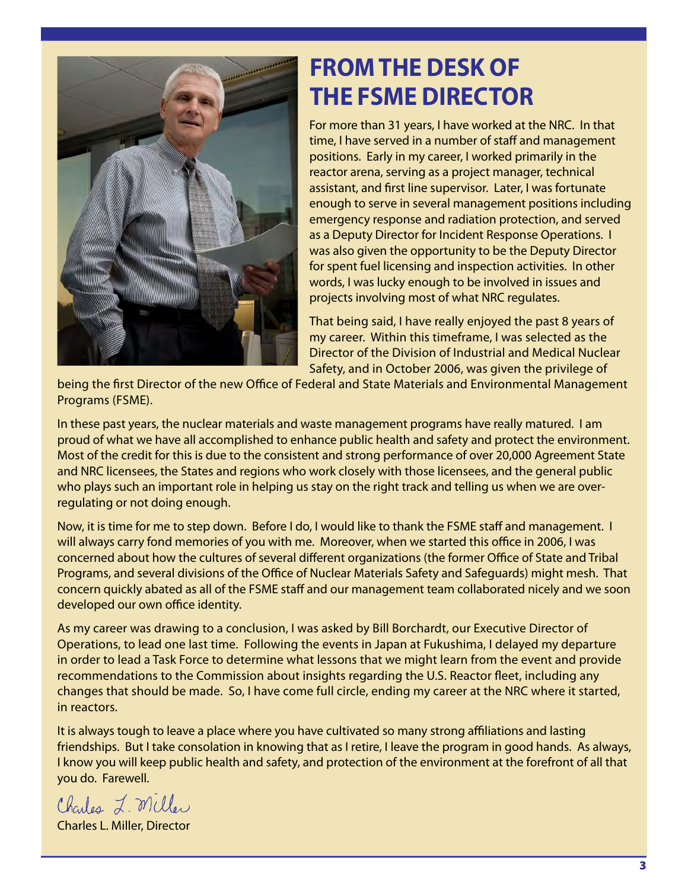# FROM THE DESK OF THE FSME DIRECTOR

For more than 31 years, I have worked at the NRC. In that time, I have served in a number of staff and management positions. Early in my career, I worked primarily in the reactor arena, serving as a project manager, technical assistant, and first line supervisor. Later, I was fortunate enough to serve in several management positions including emergency response and radiation protection, and served as a Deputy Director for Incident Response Operations. I was also given the opportunity to be the Deputy Director for spent fuel licensing and inspection activities. In other words, I was lucky enough to be involved in issues and projects involving most of what NRC regulates.

That being said, I have really enjoyed the past 8 years of my career. Within this timeframe, I was selected as the Director of the Division of Industrial and Medical Nuclear Safety, and in October 2006, was given the privilege of being the first Director of the new Office of Federal and State Materials and Environmental Management Programs (FSME).

In these past years, the nuclear materials and waste management programs have really matured. I am proud of what we have all accomplished to enhance public health and safety and protect the environment. Most of the credit for this is due to the consistent and strong performance of over 20,000 Agreement State and NRC licensees, the States and regions who work closely with those licensees, and the general public who plays such an important role in helping us stay on the right track and telling us when we are over-regulating or not doing enough.

Now, it is time for me to step down. Before I do, I would like to thank the FSME staff and management. I will always carry fond memories of you with me. Moreover, when we started this office in 2006, I was concerned about how the cultures of several different organizations (the former Office of State and Tribal Programs, and several divisions of the Office of Nuclear Materials Safety and Safeguards) might mesh. That concern quickly abated as all of the FSME staff and our management team collaborated nicely and we soon developed our own office identity.

As my career was drawing to a conclusion, I was asked by Bill Borchardt, our Executive Director of Operations, to lead one last time. Following the events in Japan at Fukushima, I delayed my departure in order to lead a Task Force to determine what lessons that we might learn from the event and provide recommendations to the Commission about insights regarding the U.S. Reactor fleet, including any changes that should be made. So, I have come full circle, ending my career at the NRC where it started, in reactors.

It is always tough to leave a place where you have cultivated so many strong affiliations and lasting friendships. But I take consolation in knowing that as I retire, I leave the program in good hands. As always, I know you will keep public health and safety, and protection of the environment at the forefront of all that you do. Farewell.

*Charles L. Miller*

Charles L. Miller, Director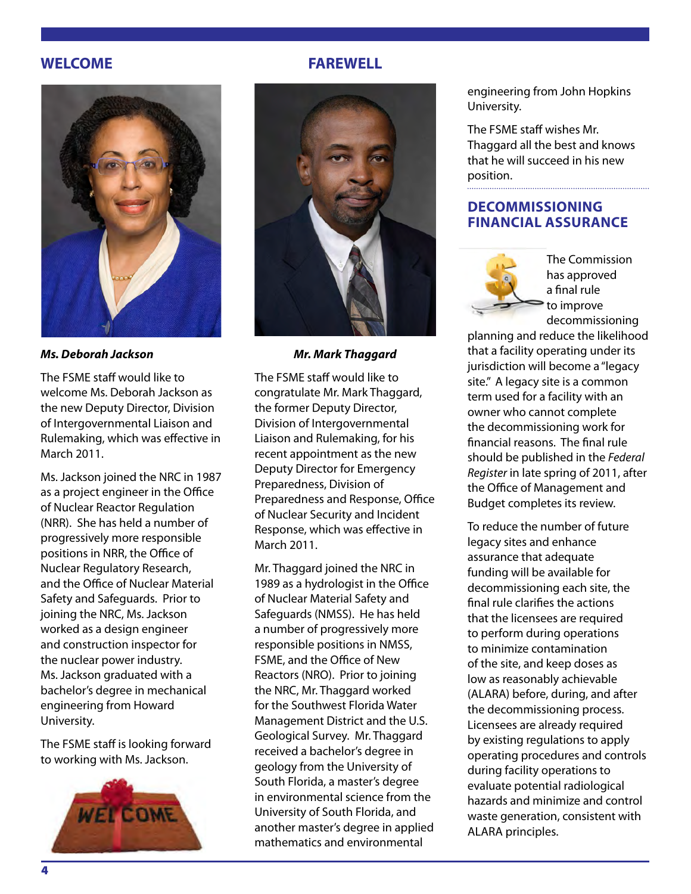## WELCOME

***Ms. Deborah Jackson***

The FSME staff would like to welcome Ms. Deborah Jackson as the new Deputy Director, Division of Intergovernmental Liaison and Rulemaking, which was effective in March 2011.

Ms. Jackson joined the NRC in 1987 as a project engineer in the Office of Nuclear Reactor Regulation (NRR). She has held a number of progressively more responsible positions in NRR, the Office of Nuclear Regulatory Research, and the Office of Nuclear Material Safety and Safeguards. Prior to joining the NRC, Ms. Jackson worked as a design engineer and construction inspector for the nuclear power industry. Ms. Jackson graduated with a bachelor's degree in mechanical engineering from Howard University.

The FSME staff is looking forward to working with Ms. Jackson.

## FAREWELL

***Mr. Mark Thaggard***

The FSME staff would like to congratulate Mr. Mark Thaggard, the former Deputy Director, Division of Intergovernmental Liaison and Rulemaking, for his recent appointment as the new Deputy Director for Emergency Preparedness, Division of Preparedness and Response, Office of Nuclear Security and Incident Response, which was effective in March 2011.

Mr. Thaggard joined the NRC in 1989 as a hydrologist in the Office of Nuclear Material Safety and Safeguards (NMSS). He has held a number of progressively more responsible positions in NMSS, FSME, and the Office of New Reactors (NRO). Prior to joining the NRC, Mr. Thaggard worked for the Southwest Florida Water Management District and the U.S. Geological Survey. Mr. Thaggard received a bachelor's degree in geology from the University of South Florida, a master's degree in environmental science from the University of South Florida, and another master's degree in applied mathematics and environmental engineering from John Hopkins University.

The FSME staff wishes Mr. Thaggard all the best and knows that he will succeed in his new position.

## DECOMMISSIONING FINANCIAL ASSURANCE

The Commission has approved a final rule to improve decommissioning planning and reduce the likelihood that a facility operating under its jurisdiction will become a "legacy site." A legacy site is a common term used for a facility with an owner who cannot complete the decommissioning work for financial reasons. The final rule should be published in the *Federal Register* in late spring of 2011, after the Office of Management and Budget completes its review.

To reduce the number of future legacy sites and enhance assurance that adequate funding will be available for decommissioning each site, the final rule clarifies the actions that the licensees are required to perform during operations to minimize contamination of the site, and keep doses as low as reasonably achievable (ALARA) before, during, and after the decommissioning process. Licensees are already required by existing regulations to apply operating procedures and controls during facility operations to evaluate potential radiological hazards and minimize and control waste generation, consistent with ALARA principles.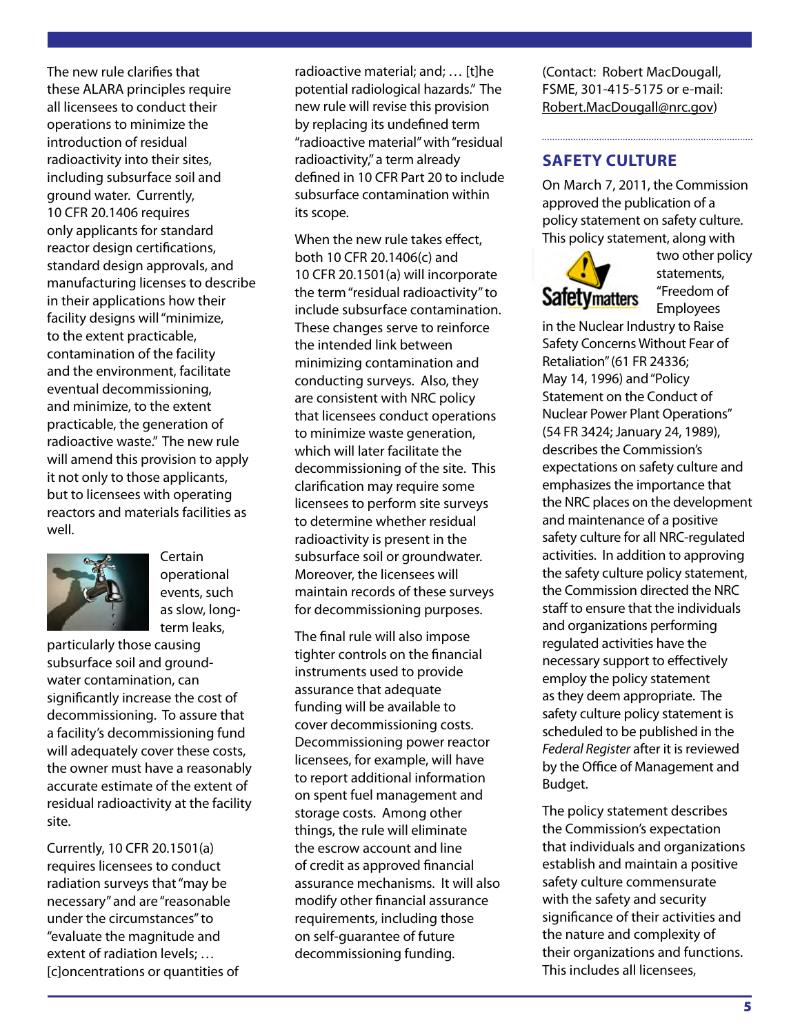The new rule clarifies that these ALARA principles require all licensees to conduct their operations to minimize the introduction of residual radioactivity into their sites, including subsurface soil and ground water. Currently, 10 CFR 20.1406 requires only applicants for standard reactor design certifications, standard design approvals, and manufacturing licenses to describe in their applications how their facility designs will "minimize, to the extent practicable, contamination of the facility and the environment, facilitate eventual decommissioning, and minimize, to the extent practicable, the generation of radioactive waste." The new rule will amend this provision to apply it not only to those applicants, but to licensees with operating reactors and materials facilities as well.

Certain operational events, such as slow, long-term leaks, particularly those causing subsurface soil and ground-water contamination, can significantly increase the cost of decommissioning. To assure that a facility's decommissioning fund will adequately cover these costs, the owner must have a reasonably accurate estimate of the extent of residual radioactivity at the facility site.

Currently, 10 CFR 20.1501(a) requires licensees to conduct radiation surveys that "may be necessary" and are "reasonable under the circumstances" to "evaluate the magnitude and extent of radiation levels; … [c]oncentrations or quantities of radioactive material; and; … [t]he potential radiological hazards." The new rule will revise this provision by replacing its undefined term "radioactive material" with "residual radioactivity," a term already defined in 10 CFR Part 20 to include subsurface contamination within its scope.

When the new rule takes effect, both 10 CFR 20.1406(c) and 10 CFR 20.1501(a) will incorporate the term "residual radioactivity" to include subsurface contamination. These changes serve to reinforce the intended link between minimizing contamination and conducting surveys. Also, they are consistent with NRC policy that licensees conduct operations to minimize waste generation, which will later facilitate the decommissioning of the site. This clarification may require some licensees to perform site surveys to determine whether residual radioactivity is present in the subsurface soil or groundwater. Moreover, the licensees will maintain records of these surveys for decommissioning purposes.

The final rule will also impose tighter controls on the financial instruments used to provide assurance that adequate funding will be available to cover decommissioning costs. Decommissioning power reactor licensees, for example, will have to report additional information on spent fuel management and storage costs. Among other things, the rule will eliminate the escrow account and line of credit as approved financial assurance mechanisms. It will also modify other financial assurance requirements, including those on self-guarantee of future decommissioning funding.

(Contact: Robert MacDougall, FSME, 301-415-5175 or e-mail: Robert.MacDougall@nrc.gov)

## SAFETY CULTURE

On March 7, 2011, the Commission approved the publication of a policy statement on safety culture. This policy statement, along with two other policy statements, "Freedom of Employees in the Nuclear Industry to Raise Safety Concerns Without Fear of Retaliation" (61 FR 24336; May 14, 1996) and "Policy Statement on the Conduct of Nuclear Power Plant Operations" (54 FR 3424; January 24, 1989), describes the Commission's expectations on safety culture and emphasizes the importance that the NRC places on the development and maintenance of a positive safety culture for all NRC-regulated activities. In addition to approving the safety culture policy statement, the Commission directed the NRC staff to ensure that the individuals and organizations performing regulated activities have the necessary support to effectively employ the policy statement as they deem appropriate. The safety culture policy statement is scheduled to be published in the *Federal Register* after it is reviewed by the Office of Management and Budget.

The policy statement describes the Commission's expectation that individuals and organizations establish and maintain a positive safety culture commensurate with the safety and security significance of their activities and the nature and complexity of their organizations and functions. This includes all licensees,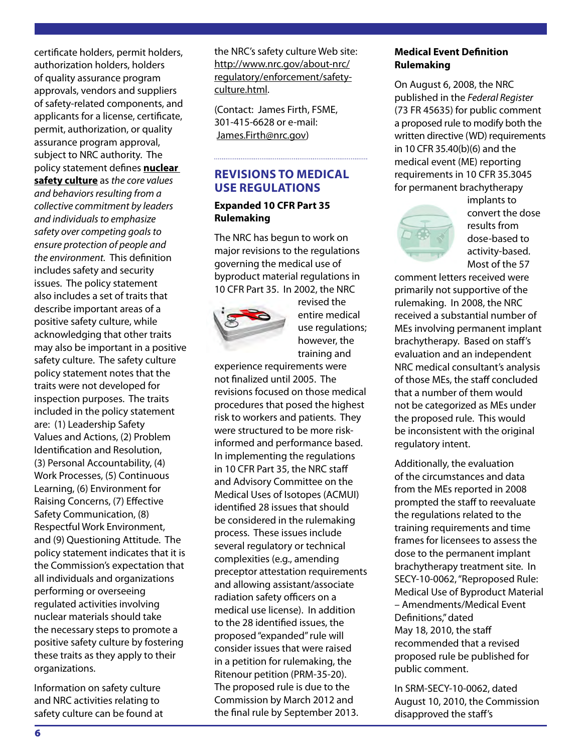certificate holders, permit holders, authorization holders, holders of quality assurance program approvals, vendors and suppliers of safety-related components, and applicants for a license, certificate, permit, authorization, or quality assurance program approval, subject to NRC authority. The policy statement defines **nuclear safety culture** as *the core values and behaviors resulting from a collective commitment by leaders and individuals to emphasize safety over competing goals to ensure protection of people and the environment.* This definition includes safety and security issues. The policy statement also includes a set of traits that describe important areas of a positive safety culture, while acknowledging that other traits may also be important in a positive safety culture. The safety culture policy statement notes that the traits were not developed for inspection purposes. The traits included in the policy statement are: (1) Leadership Safety Values and Actions, (2) Problem Identification and Resolution, (3) Personal Accountability, (4) Work Processes, (5) Continuous Learning, (6) Environment for Raising Concerns, (7) Effective Safety Communication, (8) Respectful Work Environment, and (9) Questioning Attitude. The policy statement indicates that it is the Commission's expectation that all individuals and organizations performing or overseeing regulated activities involving nuclear materials should take the necessary steps to promote a positive safety culture by fostering these traits as they apply to their organizations.

Information on safety culture and NRC activities relating to safety culture can be found at the NRC's safety culture Web site: http://www.nrc.gov/about-nrc/regulatory/enforcement/safety-culture.html.

(Contact: James Firth, FSME, 301-415-6628 or e-mail: James.Firth@nrc.gov)

## REVISIONS TO MEDICAL USE REGULATIONS

### Expanded 10 CFR Part 35 Rulemaking

The NRC has begun to work on major revisions to the regulations governing the medical use of byproduct material regulations in 10 CFR Part 35. In 2002, the NRC revised the entire medical use regulations; however, the training and experience requirements were not finalized until 2005. The revisions focused on those medical procedures that posed the highest risk to workers and patients. They were structured to be more risk-informed and performance based. In implementing the regulations in 10 CFR Part 35, the NRC staff and Advisory Committee on the Medical Uses of Isotopes (ACMUI) identified 28 issues that should be considered in the rulemaking process. These issues include several regulatory or technical complexities (e.g., amending preceptor attestation requirements and allowing assistant/associate radiation safety officers on a medical use license). In addition to the 28 identified issues, the proposed "expanded" rule will consider issues that were raised in a petition for rulemaking, the Ritenour petition (PRM-35-20). The proposed rule is due to the Commission by March 2012 and the final rule by September 2013.

### Medical Event Definition Rulemaking

On August 6, 2008, the NRC published in the *Federal Register* (73 FR 45635) for public comment a proposed rule to modify both the written directive (WD) requirements in 10 CFR 35.40(b)(6) and the medical event (ME) reporting requirements in 10 CFR 35.3045 for permanent brachytherapy implants to convert the dose results from dose-based to activity-based. Most of the 57 comment letters received were primarily not supportive of the rulemaking. In 2008, the NRC received a substantial number of MEs involving permanent implant brachytherapy. Based on staff's evaluation and an independent NRC medical consultant's analysis of those MEs, the staff concluded that a number of them would not be categorized as MEs under the proposed rule. This would be inconsistent with the original regulatory intent.

Additionally, the evaluation of the circumstances and data from the MEs reported in 2008 prompted the staff to reevaluate the regulations related to the training requirements and time frames for licensees to assess the dose to the permanent implant brachytherapy treatment site. In SECY-10-0062, "Reproposed Rule: Medical Use of Byproduct Material – Amendments/Medical Event Definitions," dated May 18, 2010, the staff recommended that a revised proposed rule be published for public comment.

In SRM-SECY-10-0062, dated August 10, 2010, the Commission disapproved the staff's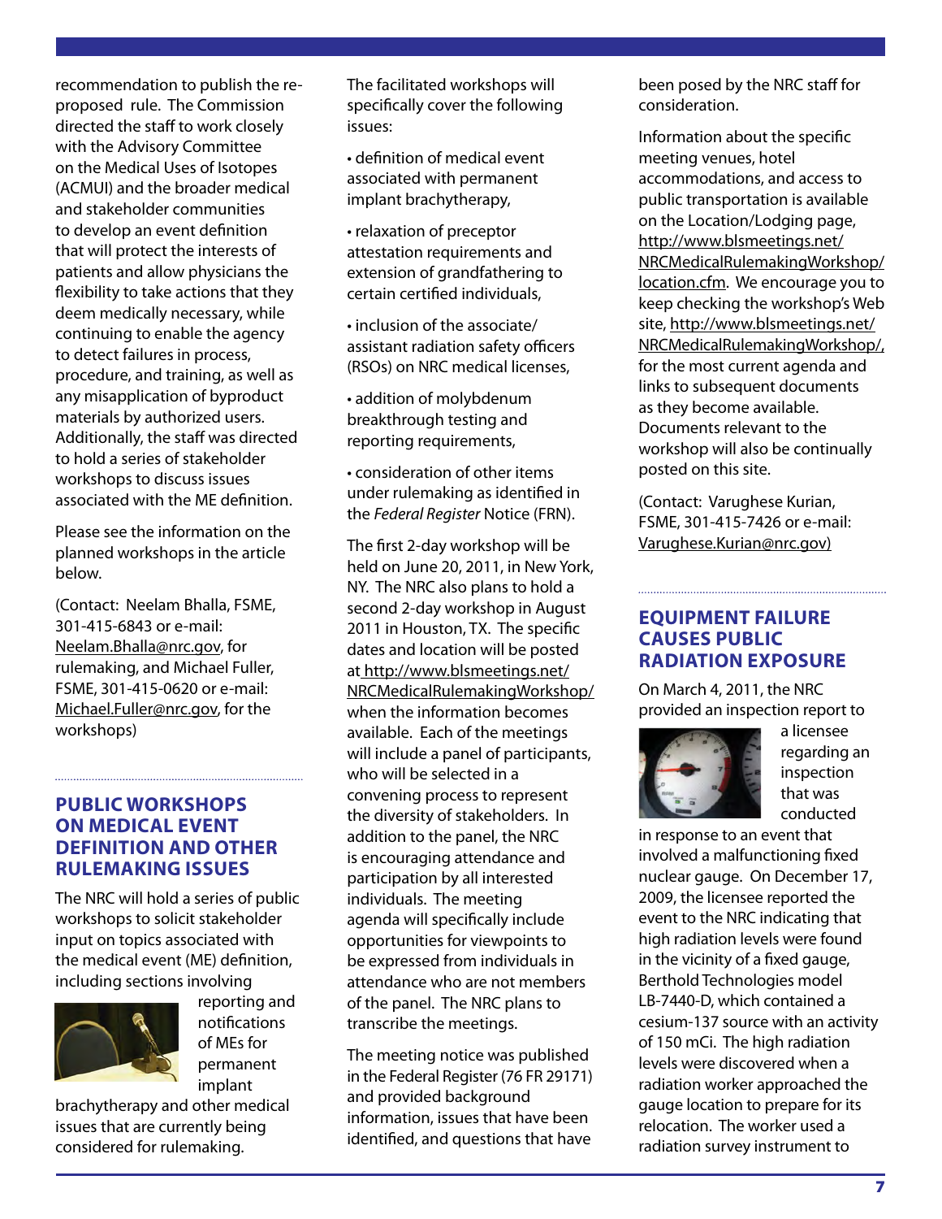recommendation to publish the re-proposed rule. The Commission directed the staff to work closely with the Advisory Committee on the Medical Uses of Isotopes (ACMUI) and the broader medical and stakeholder communities to develop an event definition that will protect the interests of patients and allow physicians the flexibility to take actions that they deem medically necessary, while continuing to enable the agency to detect failures in process, procedure, and training, as well as any misapplication of byproduct materials by authorized users. Additionally, the staff was directed to hold a series of stakeholder workshops to discuss issues associated with the ME definition.

Please see the information on the planned workshops in the article below.

(Contact: Neelam Bhalla, FSME, 301-415-6843 or e-mail: Neelam.Bhalla@nrc.gov, for rulemaking, and Michael Fuller, FSME, 301-415-0620 or e-mail: Michael.Fuller@nrc.gov, for the workshops)

## PUBLIC WORKSHOPS ON MEDICAL EVENT DEFINITION AND OTHER RULEMAKING ISSUES

The NRC will hold a series of public workshops to solicit stakeholder input on topics associated with the medical event (ME) definition, including sections involving reporting and notifications of MEs for permanent implant brachytherapy and other medical issues that are currently being considered for rulemaking.

The facilitated workshops will specifically cover the following issues:

- definition of medical event associated with permanent implant brachytherapy,
- relaxation of preceptor attestation requirements and extension of grandfathering to certain certified individuals,
- inclusion of the associate/assistant radiation safety officers (RSOs) on NRC medical licenses,
- addition of molybdenum breakthrough testing and reporting requirements,
- consideration of other items under rulemaking as identified in the *Federal Register* Notice (FRN).

The first 2-day workshop will be held on June 20, 2011, in New York, NY. The NRC also plans to hold a second 2-day workshop in August 2011 in Houston, TX. The specific dates and location will be posted at http://www.blsmeetings.net/NRCMedicalRulemakingWorkshop/ when the information becomes available. Each of the meetings will include a panel of participants, who will be selected in a convening process to represent the diversity of stakeholders. In addition to the panel, the NRC is encouraging attendance and participation by all interested individuals. The meeting agenda will specifically include opportunities for viewpoints to be expressed from individuals in attendance who are not members of the panel. The NRC plans to transcribe the meetings.

The meeting notice was published in the Federal Register (76 FR 29171) and provided background information, issues that have been identified, and questions that have been posed by the NRC staff for consideration.

Information about the specific meeting venues, hotel accommodations, and access to public transportation is available on the Location/Lodging page, http://www.blsmeetings.net/NRCMedicalRulemakingWorkshop/location.cfm. We encourage you to keep checking the workshop's Web site, http://www.blsmeetings.net/NRCMedicalRulemakingWorkshop/, for the most current agenda and links to subsequent documents as they become available. Documents relevant to the workshop will also be continually posted on this site.

(Contact: Varughese Kurian, FSME, 301-415-7426 or e-mail: Varughese.Kurian@nrc.gov)

## EQUIPMENT FAILURE CAUSES PUBLIC RADIATION EXPOSURE

On March 4, 2011, the NRC provided an inspection report to a licensee regarding an inspection that was conducted in response to an event that involved a malfunctioning fixed nuclear gauge. On December 17, 2009, the licensee reported the event to the NRC indicating that high radiation levels were found in the vicinity of a fixed gauge, Berthold Technologies model LB-7440-D, which contained a cesium-137 source with an activity of 150 mCi. The high radiation levels were discovered when a radiation worker approached the gauge location to prepare for its relocation. The worker used a radiation survey instrument to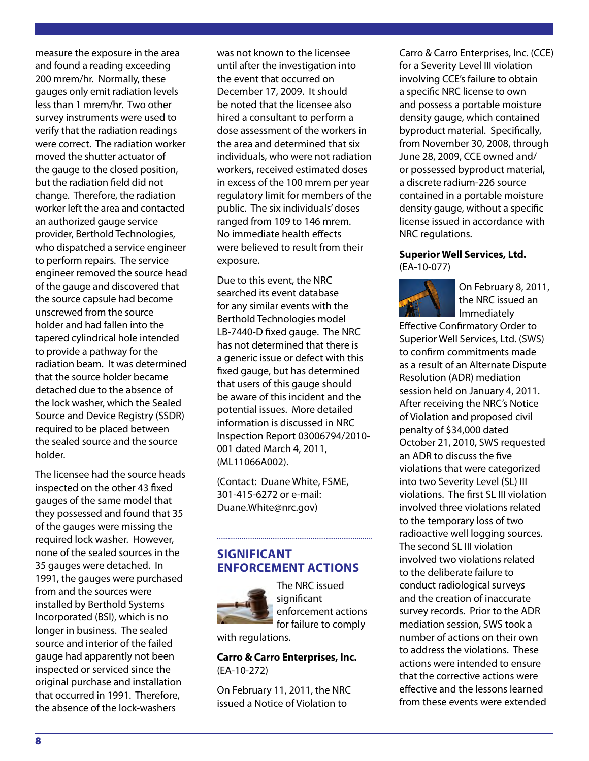measure the exposure in the area and found a reading exceeding 200 mrem/hr. Normally, these gauges only emit radiation levels less than 1 mrem/hr. Two other survey instruments were used to verify that the radiation readings were correct. The radiation worker moved the shutter actuator of the gauge to the closed position, but the radiation field did not change. Therefore, the radiation worker left the area and contacted an authorized gauge service provider, Berthold Technologies, who dispatched a service engineer to perform repairs. The service engineer removed the source head of the gauge and discovered that the source capsule had become unscrewed from the source holder and had fallen into the tapered cylindrical hole intended to provide a pathway for the radiation beam. It was determined that the source holder became detached due to the absence of the lock washer, which the Sealed Source and Device Registry (SSDR) required to be placed between the sealed source and the source holder.

The licensee had the source heads inspected on the other 43 fixed gauges of the same model that they possessed and found that 35 of the gauges were missing the required lock washer. However, none of the sealed sources in the 35 gauges were detached. In 1991, the gauges were purchased from and the sources were installed by Berthold Systems Incorporated (BSI), which is no longer in business. The sealed source and interior of the failed gauge had apparently not been inspected or serviced since the original purchase and installation that occurred in 1991. Therefore, the absence of the lock-washers was not known to the licensee until after the investigation into the event that occurred on December 17, 2009. It should be noted that the licensee also hired a consultant to perform a dose assessment of the workers in the area and determined that six individuals, who were not radiation workers, received estimated doses in excess of the 100 mrem per year regulatory limit for members of the public. The six individuals' doses ranged from 109 to 146 mrem. No immediate health effects were believed to result from their exposure.

Due to this event, the NRC searched its event database for any similar events with the Berthold Technologies model LB-7440-D fixed gauge. The NRC has not determined that there is a generic issue or defect with this fixed gauge, but has determined that users of this gauge should be aware of this incident and the potential issues. More detailed information is discussed in NRC Inspection Report 03006794/2010-001 dated March 4, 2011, (ML11066A002).

(Contact: Duane White, FSME, 301-415-6272 or e-mail: Duane.White@nrc.gov)

## SIGNIFICANT ENFORCEMENT ACTIONS

The NRC issued significant enforcement actions for failure to comply with regulations.

**Carro & Carro Enterprises, Inc.**
(EA-10-272)

On February 11, 2011, the NRC issued a Notice of Violation to Carro & Carro Enterprises, Inc. (CCE) for a Severity Level III violation involving CCE's failure to obtain a specific NRC license to own and possess a portable moisture density gauge, which contained byproduct material. Specifically, from November 30, 2008, through June 28, 2009, CCE owned and/or possessed byproduct material, a discrete radium-226 source contained in a portable moisture density gauge, without a specific license issued in accordance with NRC regulations.

**Superior Well Services, Ltd.**
(EA-10-077)

On February 8, 2011, the NRC issued an Immediately Effective Confirmatory Order to Superior Well Services, Ltd. (SWS) to confirm commitments made as a result of an Alternate Dispute Resolution (ADR) mediation session held on January 4, 2011. After receiving the NRC's Notice of Violation and proposed civil penalty of $34,000 dated October 21, 2010, SWS requested an ADR to discuss the five violations that were categorized into two Severity Level (SL) III violations. The first SL III violation involved three violations related to the temporary loss of two radioactive well logging sources. The second SL III violation involved two violations related to the deliberate failure to conduct radiological surveys and the creation of inaccurate survey records. Prior to the ADR mediation session, SWS took a number of actions on their own to address the violations. These actions were intended to ensure that the corrective actions were effective and the lessons learned from these events were extended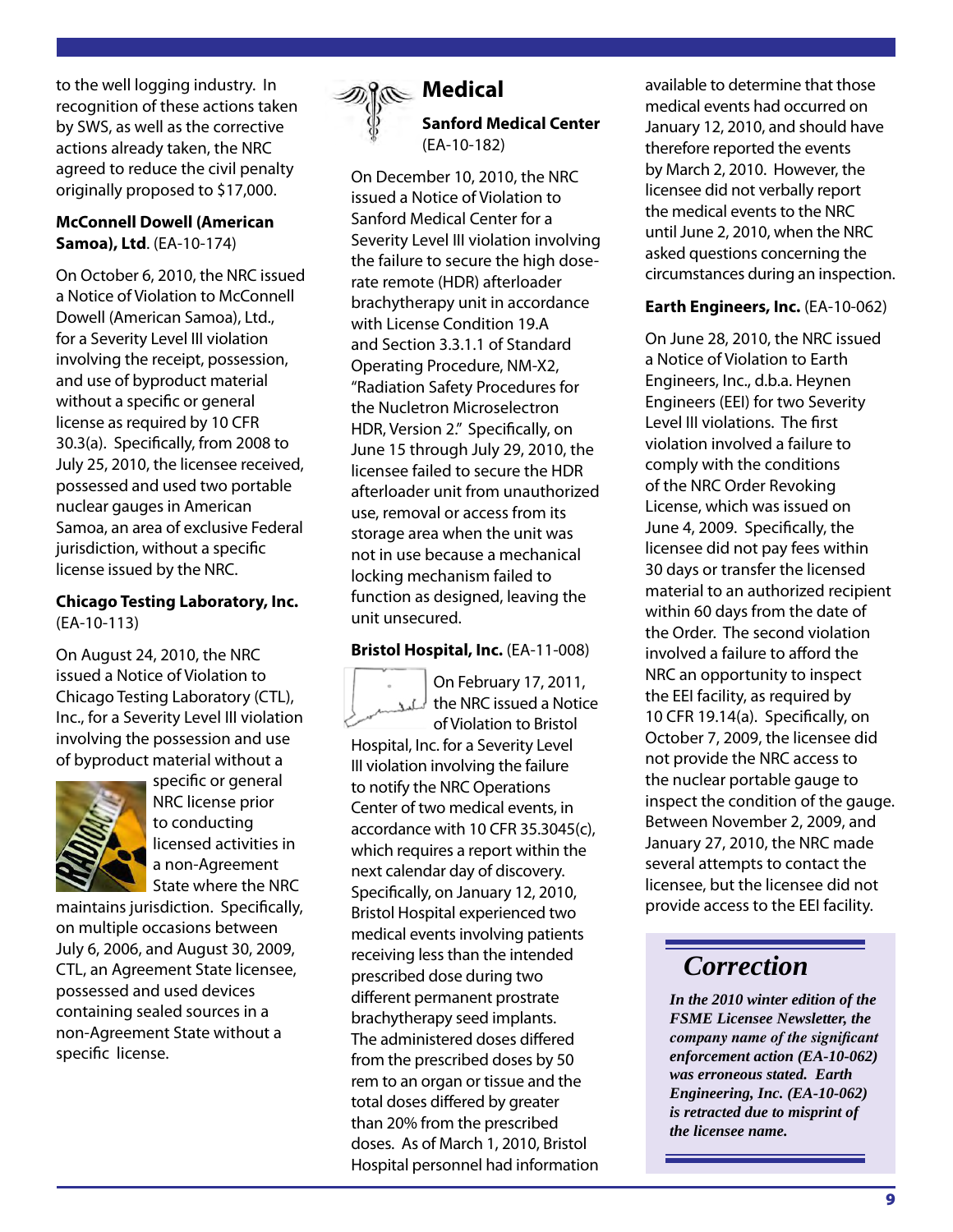to the well logging industry. In recognition of these actions taken by SWS, as well as the corrective actions already taken, the NRC agreed to reduce the civil penalty originally proposed to $17,000.

**McConnell Dowell (American Samoa), Ltd**. (EA-10-174)

On October 6, 2010, the NRC issued a Notice of Violation to McConnell Dowell (American Samoa), Ltd., for a Severity Level III violation involving the receipt, possession, and use of byproduct material without a specific or general license as required by 10 CFR 30.3(a). Specifically, from 2008 to July 25, 2010, the licensee received, possessed and used two portable nuclear gauges in American Samoa, an area of exclusive Federal jurisdiction, without a specific license issued by the NRC.

**Chicago Testing Laboratory, Inc.** (EA-10-113)

On August 24, 2010, the NRC issued a Notice of Violation to Chicago Testing Laboratory (CTL), Inc., for a Severity Level III violation involving the possession and use of byproduct material without a specific or general NRC license prior to conducting licensed activities in a non-Agreement State where the NRC maintains jurisdiction. Specifically, on multiple occasions between July 6, 2006, and August 30, 2009, CTL, an Agreement State licensee, possessed and used devices containing sealed sources in a non-Agreement State without a specific license.

## Medical

**Sanford Medical Center** (EA-10-182)

On December 10, 2010, the NRC issued a Notice of Violation to Sanford Medical Center for a Severity Level III violation involving the failure to secure the high dose-rate remote (HDR) afterloader brachytherapy unit in accordance with License Condition 19.A and Section 3.3.1.1 of Standard Operating Procedure, NM-X2, "Radiation Safety Procedures for the Nucletron Microselectron HDR, Version 2." Specifically, on June 15 through July 29, 2010, the licensee failed to secure the HDR afterloader unit from unauthorized use, removal or access from its storage area when the unit was not in use because a mechanical locking mechanism failed to function as designed, leaving the unit unsecured.

**Bristol Hospital, Inc.** (EA-11-008)

On February 17, 2011, the NRC issued a Notice of Violation to Bristol Hospital, Inc. for a Severity Level III violation involving the failure to notify the NRC Operations Center of two medical events, in accordance with 10 CFR 35.3045(c), which requires a report within the next calendar day of discovery. Specifically, on January 12, 2010, Bristol Hospital experienced two medical events involving patients receiving less than the intended prescribed dose during two different permanent prostrate brachytherapy seed implants. The administered doses differed from the prescribed doses by 50 rem to an organ or tissue and the total doses differed by greater than 20% from the prescribed doses. As of March 1, 2010, Bristol Hospital personnel had information available to determine that those medical events had occurred on January 12, 2010, and should have therefore reported the events by March 2, 2010. However, the licensee did not verbally report the medical events to the NRC until June 2, 2010, when the NRC asked questions concerning the circumstances during an inspection.

**Earth Engineers, Inc.** (EA-10-062)

On June 28, 2010, the NRC issued a Notice of Violation to Earth Engineers, Inc., d.b.a. Heynen Engineers (EEI) for two Severity Level III violations. The first violation involved a failure to comply with the conditions of the NRC Order Revoking License, which was issued on June 4, 2009. Specifically, the licensee did not pay fees within 30 days or transfer the licensed material to an authorized recipient within 60 days from the date of the Order. The second violation involved a failure to afford the NRC an opportunity to inspect the EEI facility, as required by 10 CFR 19.14(a). Specifically, on October 7, 2009, the licensee did not provide the NRC access to the nuclear portable gauge to inspect the condition of the gauge. Between November 2, 2009, and January 27, 2010, the NRC made several attempts to contact the licensee, but the licensee did not provide access to the EEI facility.

## *Correction*

***In the 2010 winter edition of the FSME Licensee Newsletter, the company name of the significant enforcement action (EA-10-062) was erroneous stated. Earth Engineering, Inc. (EA-10-062) is retracted due to misprint of the licensee name.***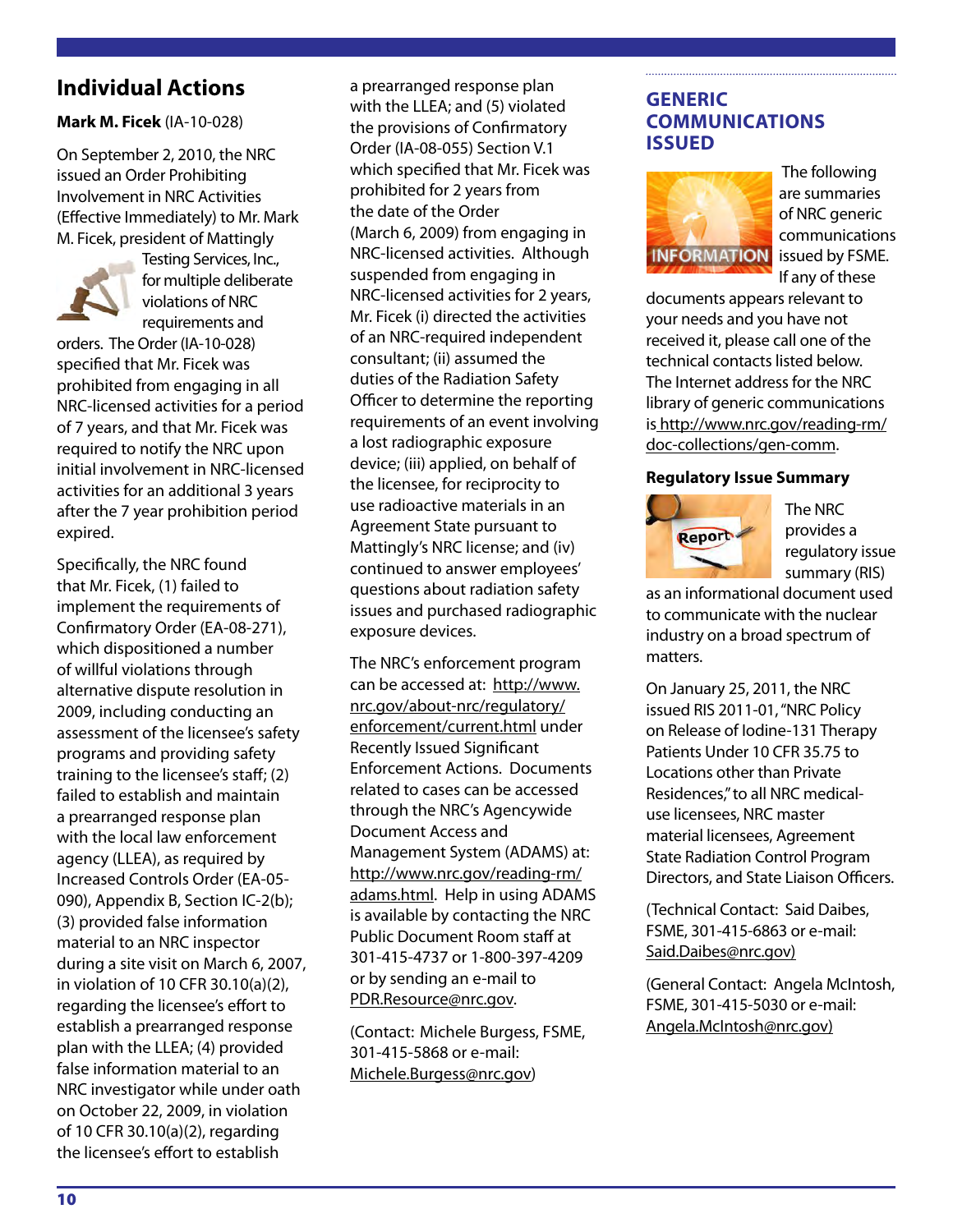## Individual Actions

**Mark M. Ficek** (IA-10-028)

On September 2, 2010, the NRC issued an Order Prohibiting Involvement in NRC Activities (Effective Immediately) to Mr. Mark M. Ficek, president of Mattingly Testing Services, Inc., for multiple deliberate violations of NRC requirements and orders. The Order (IA-10-028) specified that Mr. Ficek was prohibited from engaging in all NRC-licensed activities for a period of 7 years, and that Mr. Ficek was required to notify the NRC upon initial involvement in NRC-licensed activities for an additional 3 years after the 7 year prohibition period expired.

Specifically, the NRC found that Mr. Ficek, (1) failed to implement the requirements of Confirmatory Order (EA-08-271), which dispositioned a number of willful violations through alternative dispute resolution in 2009, including conducting an assessment of the licensee's safety programs and providing safety training to the licensee's staff; (2) failed to establish and maintain a prearranged response plan with the local law enforcement agency (LLEA), as required by Increased Controls Order (EA-05-090), Appendix B, Section IC-2(b); (3) provided false information material to an NRC inspector during a site visit on March 6, 2007, in violation of 10 CFR 30.10(a)(2), regarding the licensee's effort to establish a prearranged response plan with the LLEA; (4) provided false information material to an NRC investigator while under oath on October 22, 2009, in violation of 10 CFR 30.10(a)(2), regarding the licensee's effort to establish a prearranged response plan with the LLEA; and (5) violated the provisions of Confirmatory Order (IA-08-055) Section V.1 which specified that Mr. Ficek was prohibited for 2 years from the date of the Order (March 6, 2009) from engaging in NRC-licensed activities. Although suspended from engaging in NRC-licensed activities for 2 years, Mr. Ficek (i) directed the activities of an NRC-required independent consultant; (ii) assumed the duties of the Radiation Safety Officer to determine the reporting requirements of an event involving a lost radiographic exposure device; (iii) applied, on behalf of the licensee, for reciprocity to use radioactive materials in an Agreement State pursuant to Mattingly's NRC license; and (iv) continued to answer employees' questions about radiation safety issues and purchased radiographic exposure devices.

The NRC's enforcement program can be accessed at: http://www.nrc.gov/about-nrc/regulatory/enforcement/current.html under Recently Issued Significant Enforcement Actions. Documents related to cases can be accessed through the NRC's Agencywide Document Access and Management System (ADAMS) at: http://www.nrc.gov/reading-rm/adams.html. Help in using ADAMS is available by contacting the NRC Public Document Room staff at 301-415-4737 or 1-800-397-4209 or by sending an e-mail to PDR.Resource@nrc.gov.

(Contact: Michele Burgess, FSME, 301-415-5868 or e-mail: Michele.Burgess@nrc.gov)

## GENERIC COMMUNICATIONS ISSUED

The following are summaries of NRC generic communications issued by FSME. If any of these documents appears relevant to your needs and you have not received it, please call one of the technical contacts listed below. The Internet address for the NRC library of generic communications is http://www.nrc.gov/reading-rm/doc-collections/gen-comm.

### Regulatory Issue Summary

The NRC provides a regulatory issue summary (RIS) as an informational document used to communicate with the nuclear industry on a broad spectrum of matters.

On January 25, 2011, the NRC issued RIS 2011-01, "NRC Policy on Release of Iodine-131 Therapy Patients Under 10 CFR 35.75 to Locations other than Private Residences," to all NRC medical-use licensees, NRC master material licensees, Agreement State Radiation Control Program Directors, and State Liaison Officers.

(Technical Contact: Said Daibes, FSME, 301-415-6863 or e-mail: Said.Daibes@nrc.gov)

(General Contact: Angela McIntosh, FSME, 301-415-5030 or e-mail: Angela.McIntosh@nrc.gov)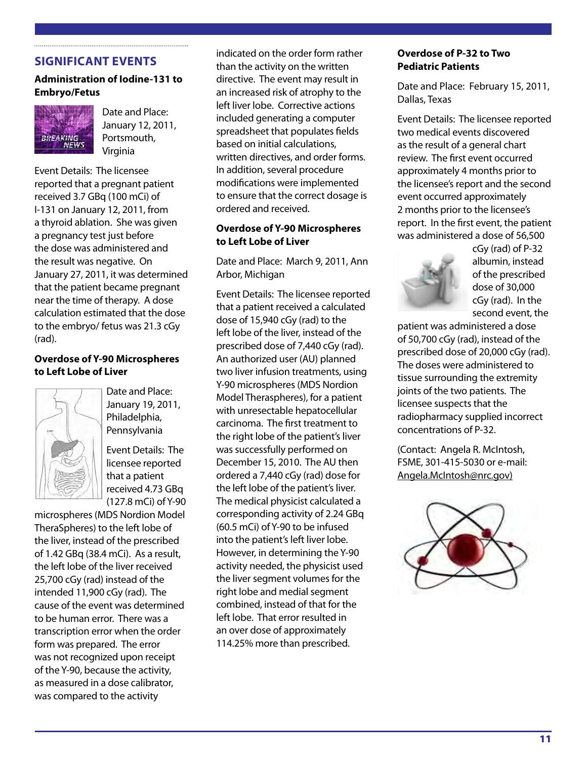## SIGNIFICANT EVENTS

### Administration of Iodine-131 to Embryo/Fetus

Date and Place: January 12, 2011, Portsmouth, Virginia

Event Details: The licensee reported that a pregnant patient received 3.7 GBq (100 mCi) of I-131 on January 12, 2011, from a thyroid ablation. She was given a pregnancy test just before the dose was administered and the result was negative. On January 27, 2011, it was determined that the patient became pregnant near the time of therapy. A dose calculation estimated that the dose to the embryo/ fetus was 21.3 cGy (rad).

### Overdose of Y-90 Microspheres to Left Lobe of Liver

Date and Place: January 19, 2011, Philadelphia, Pennsylvania

Event Details: The licensee reported that a patient received 4.73 GBq (127.8 mCi) of Y-90 microspheres (MDS Nordion Model TheraSpheres) to the left lobe of the liver, instead of the prescribed of 1.42 GBq (38.4 mCi). As a result, the left lobe of the liver received 25,700 cGy (rad) instead of the intended 11,900 cGy (rad). The cause of the event was determined to be human error. There was a transcription error when the order form was prepared. The error was not recognized upon receipt of the Y-90, because the activity, as measured in a dose calibrator, was compared to the activity indicated on the order form rather than the activity on the written directive. The event may result in an increased risk of atrophy to the left liver lobe. Corrective actions included generating a computer spreadsheet that populates fields based on initial calculations, written directives, and order forms. In addition, several procedure modifications were implemented to ensure that the correct dosage is ordered and received.

### Overdose of Y-90 Microspheres to Left Lobe of Liver

Date and Place: March 9, 2011, Ann Arbor, Michigan

Event Details: The licensee reported that a patient received a calculated dose of 15,940 cGy (rad) to the left lobe of the liver, instead of the prescribed dose of 7,440 cGy (rad). An authorized user (AU) planned two liver infusion treatments, using Y-90 microspheres (MDS Nordion Model Therasphere), for a patient with unresectable hepatocellular carcinoma. The first treatment to the right lobe of the patient's liver was successfully performed on December 15, 2010. The AU then ordered a 7,440 cGy (rad) dose for the left lobe of the patient's liver. The medical physicist calculated a corresponding activity of 2.24 GBq (60.5 mCi) of Y-90 to be infused into the patient's left liver lobe. However, in determining the Y-90 activity needed, the physicist used the liver segment volumes for the right lobe and medial segment combined, instead of that for the left lobe. That error resulted in an over dose of approximately 114.25% more than prescribed.

### Overdose of P-32 to Two Pediatric Patients

Date and Place: February 15, 2011, Dallas, Texas

Event Details: The licensee reported two medical events discovered as the result of a general chart review. The first event occurred approximately 4 months prior to the licensee's report and the second event occurred approximately 2 months prior to the licensee's report. In the first event, the patient was administered a dose of 56,500 cGy (rad) of P-32 albumin, instead of the prescribed dose of 30,000 cGy (rad). In the second event, the patient was administered a dose of 50,700 cGy (rad), instead of the prescribed dose of 20,000 cGy (rad). The doses were administered to tissue surrounding the extremity joints of the two patients. The licensee suspects that the radiopharmacy supplied incorrect concentrations of P-32.

(Contact: Angela R. McIntosh, FSME, 301-415-5030 or e-mail: Angela.McIntosh@nrc.gov)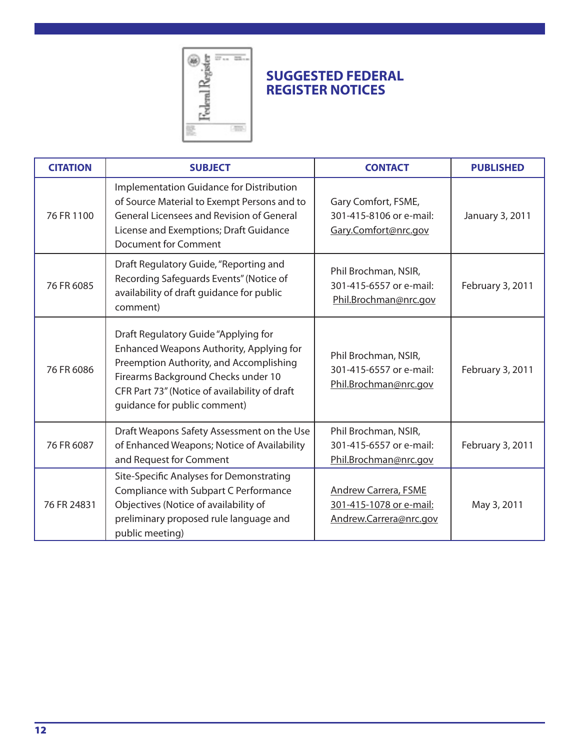## SUGGESTED FEDERAL REGISTER NOTICES

| CITATION | SUBJECT | CONTACT | PUBLISHED |
|---|---|---|---|
| 76 FR 1100 | Implementation Guidance for Distribution of Source Material to Exempt Persons and to General Licensees and Revision of General License and Exemptions; Draft Guidance Document for Comment | Gary Comfort, FSME, 301-415-8106 or e-mail: Gary.Comfort@nrc.gov | January 3, 2011 |
| 76 FR 6085 | Draft Regulatory Guide, "Reporting and Recording Safeguards Events" (Notice of availability of draft guidance for public comment) | Phil Brochman, NSIR, 301-415-6557 or e-mail: Phil.Brochman@nrc.gov | February 3, 2011 |
| 76 FR 6086 | Draft Regulatory Guide "Applying for Enhanced Weapons Authority, Applying for Preemption Authority, and Accomplishing Firearms Background Checks under 10 CFR Part 73" (Notice of availability of draft guidance for public comment) | Phil Brochman, NSIR, 301-415-6557 or e-mail: Phil.Brochman@nrc.gov | February 3, 2011 |
| 76 FR 6087 | Draft Weapons Safety Assessment on the Use of Enhanced Weapons; Notice of Availability and Request for Comment | Phil Brochman, NSIR, 301-415-6557 or e-mail: Phil.Brochman@nrc.gov | February 3, 2011 |
| 76 FR 24831 | Site-Specific Analyses for Demonstrating Compliance with Subpart C Performance Objectives (Notice of availability of preliminary proposed rule language and public meeting) | Andrew Carrera, FSME 301-415-1078 or e-mail: Andrew.Carrera@nrc.gov | May 3, 2011 |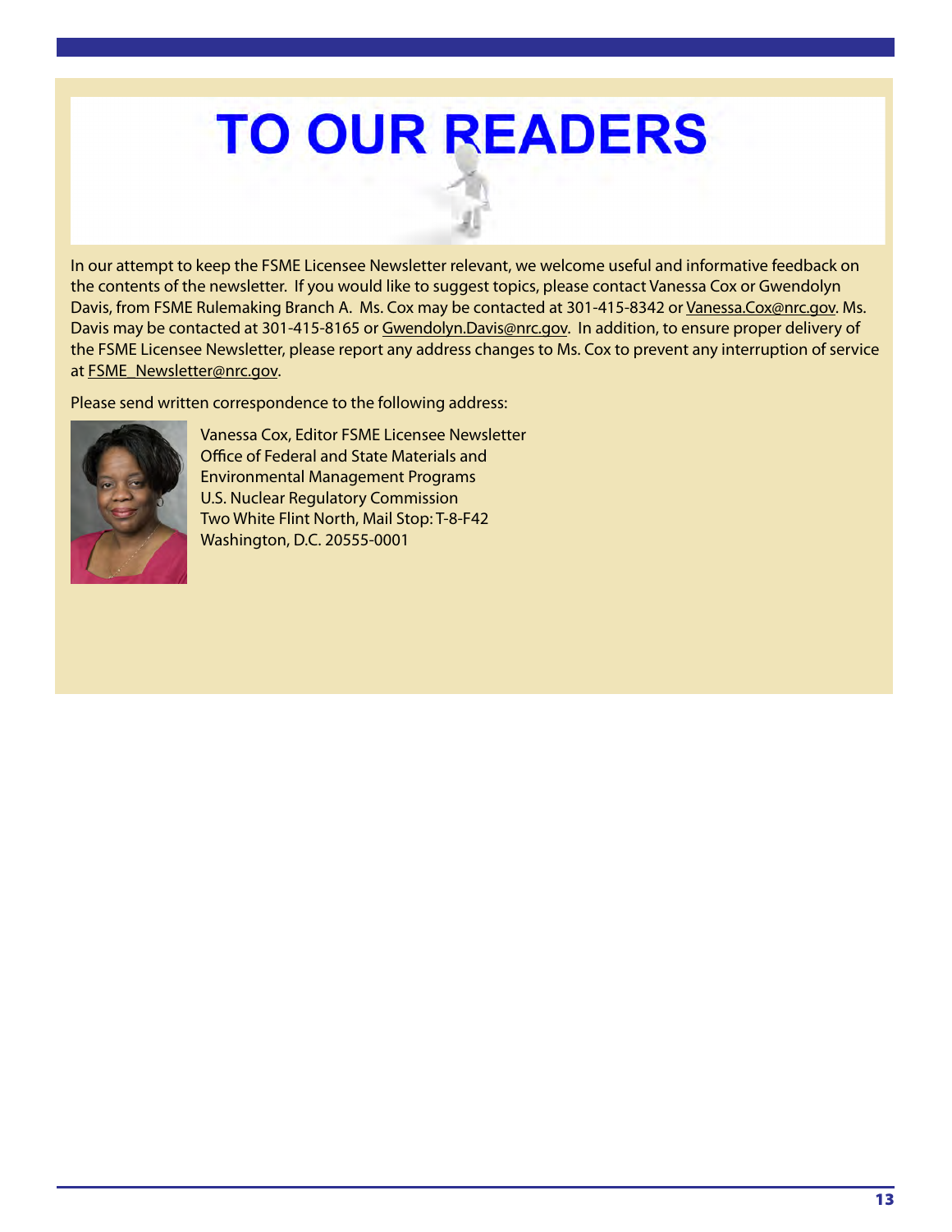# TO OUR READERS

In our attempt to keep the FSME Licensee Newsletter relevant, we welcome useful and informative feedback on the contents of the newsletter. If you would like to suggest topics, please contact Vanessa Cox or Gwendolyn Davis, from FSME Rulemaking Branch A. Ms. Cox may be contacted at 301-415-8342 or Vanessa.Cox@nrc.gov. Ms. Davis may be contacted at 301-415-8165 or Gwendolyn.Davis@nrc.gov. In addition, to ensure proper delivery of the FSME Licensee Newsletter, please report any address changes to Ms. Cox to prevent any interruption of service at FSME_Newsletter@nrc.gov.

Please send written correspondence to the following address:

Vanessa Cox, Editor FSME Licensee Newsletter
Office of Federal and State Materials and
Environmental Management Programs
U.S. Nuclear Regulatory Commission
Two White Flint North, Mail Stop: T-8-F42
Washington, D.C. 20555-0001